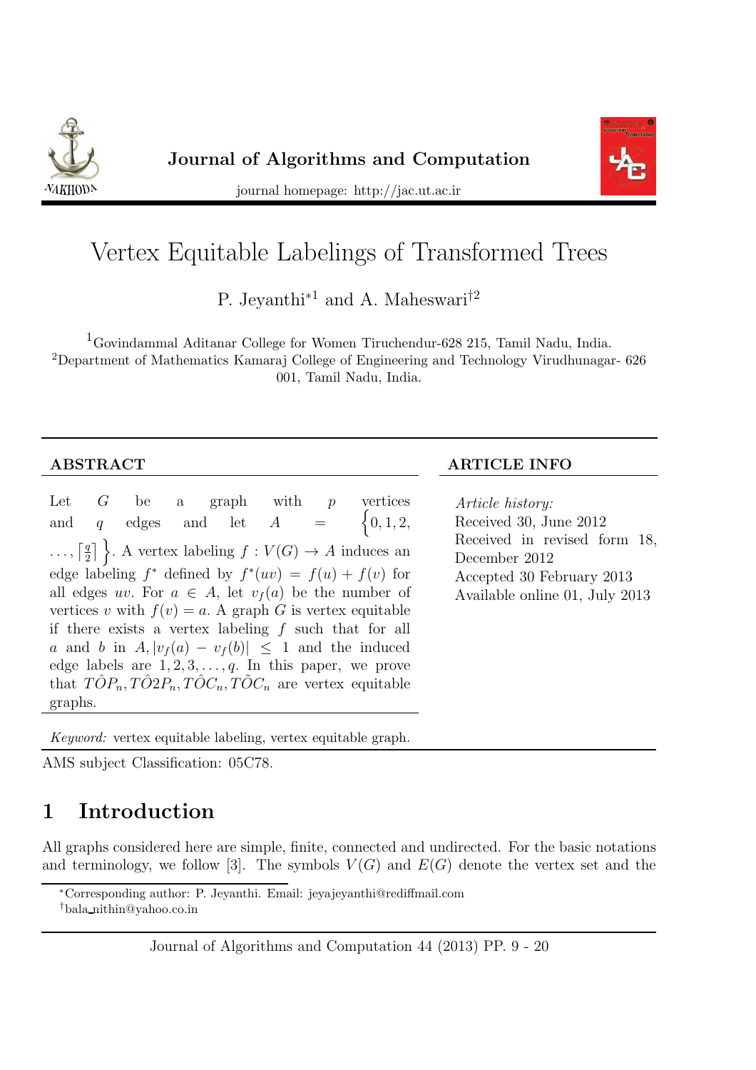# Vertex Equitable Labelings of Transformed Trees

P. Jeyanthi*[1] and A. Maheswari†[2]

[1]Govindammal Aditanar College for Women Tiruchendur-628 215, Tamil Nadu, India.
[2]Department of Mathematics Kamaraj College of Engineering and Technology Virudhunagar- 626 001, Tamil Nadu, India.

## ABSTRACT

Let $G$ be a graph with $p$ vertices and $q$ edges and let $A = \left\{0, 1, 2, \ldots, \left\lceil \frac{q}{2} \right\rceil \right\}$. A vertex labeling $f : V(G) \to A$ induces an edge labeling $f^*$ defined by $f^*(uv) = f(u) + f(v)$ for all edges $uv$. For $a \in A$, let $v_f(a)$ be the number of vertices $v$ with $f(v) = a$. A graph $G$ is vertex equitable if there exists a vertex labeling $f$ such that for all $a$ and $b$ in $A, |v_f(a) - v_f(b)| \leq 1$ and the induced edge labels are $1, 2, 3, \ldots, q$. In this paper, we prove that $T\hat{O}P_n, T\hat{O}2P_n, T\hat{O}C_n, T\tilde{O}C_n$ are vertex equitable graphs.

*Keyword:* vertex equitable labeling, vertex equitable graph.

## ARTICLE INFO

*Article history:*
Received 30, June 2012
Received in revised form 18, December 2012
Accepted 30 February 2013
Available online 01, July 2013

AMS subject Classification: 05C78.

## 1 Introduction

All graphs considered here are simple, finite, connected and undirected. For the basic notations and terminology, we follow [3]. The symbols $V(G)$ and $E(G)$ denote the vertex set and the

*Corresponding author: P. Jeyanthi. Email: jeyajeyanthi@rediffmail.com
†bala_nithin@yahoo.co.in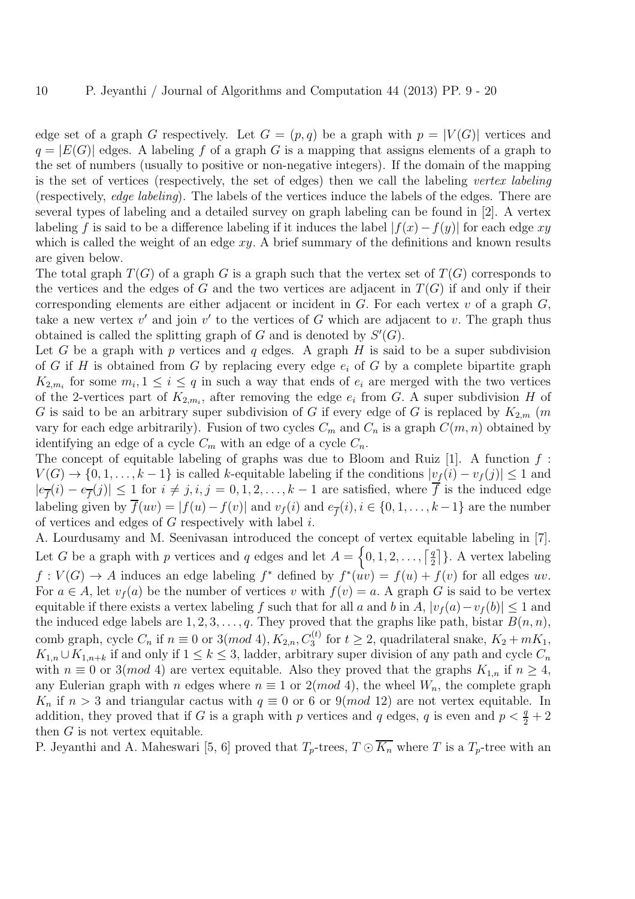edge set of a graph $G$ respectively. Let $G = (p, q)$ be a graph with $p = |V(G)|$ vertices and $q = |E(G)|$ edges. A labeling $f$ of a graph $G$ is a mapping that assigns elements of a graph to the set of numbers (usually to positive or non-negative integers). If the domain of the mapping is the set of vertices (respectively, the set of edges) then we call the labeling *vertex labeling* (respectively, *edge labeling*). The labels of the vertices induce the labels of the edges. There are several types of labeling and a detailed survey on graph labeling can be found in [2]. A vertex labeling $f$ is said to be a difference labeling if it induces the label $|f(x) - f(y)|$ for each edge $xy$ which is called the weight of an edge $xy$. A brief summary of the definitions and known results are given below.

The total graph $T(G)$ of a graph $G$ is a graph such that the vertex set of $T(G)$ corresponds to the vertices and the edges of $G$ and the two vertices are adjacent in $T(G)$ if and only if their corresponding elements are either adjacent or incident in $G$. For each vertex $v$ of a graph $G$, take a new vertex $v'$ and join $v'$ to the vertices of $G$ which are adjacent to $v$. The graph thus obtained is called the splitting graph of $G$ and is denoted by $S'(G)$.

Let $G$ be a graph with $p$ vertices and $q$ edges. A graph $H$ is said to be a super subdivision of $G$ if $H$ is obtained from $G$ by replacing every edge $e_i$ of $G$ by a complete bipartite graph $K_{2,m_i}$ for some $m_i, 1 \le i \le q$ in such a way that ends of $e_i$ are merged with the two vertices of the 2-vertices part of $K_{2,m_i}$, after removing the edge $e_i$ from $G$. A super subdivision $H$ of $G$ is said to be an arbitrary super subdivision of $G$ if every edge of $G$ is replaced by $K_{2,m}$ ($m$ vary for each edge arbitrarily). Fusion of two cycles $C_m$ and $C_n$ is a graph $C(m, n)$ obtained by identifying an edge of a cycle $C_m$ with an edge of a cycle $C_n$.

The concept of equitable labeling of graphs was due to Bloom and Ruiz [1]. A function $f : V(G) \to \{0, 1, \ldots, k-1\}$ is called $k$-equitable labeling if the conditions $|v_f(i) - v_f(j)| \le 1$ and $|e_{\overline{f}}(i) - e_{\overline{f}}(j)| \le 1$ for $i \ne j, i, j = 0, 1, 2, \ldots, k-1$ are satisfied, where $\overline{f}$ is the induced edge labeling given by $\overline{f}(uv) = |f(u) - f(v)|$ and $v_f(i)$ and $e_{\overline{f}}(i), i \in \{0, 1, \ldots, k-1\}$ are the number of vertices and edges of $G$ respectively with label $i$.

A. Lourdusamy and M. Seenivasan introduced the concept of vertex equitable labeling in [7]. Let $G$ be a graph with $p$ vertices and $q$ edges and let $A = \left\{0, 1, 2, \ldots, \left\lceil \frac{q}{2} \right\rceil\right\}$. A vertex labeling $f : V(G) \to A$ induces an edge labeling $f^*$ defined by $f^*(uv) = f(u) + f(v)$ for all edges $uv$. For $a \in A$, let $v_f(a)$ be the number of vertices $v$ with $f(v) = a$. A graph $G$ is said to be vertex equitable if there exists a vertex labeling $f$ such that for all $a$ and $b$ in $A$, $|v_f(a) - v_f(b)| \le 1$ and the induced edge labels are $1, 2, 3, \ldots, q$. They proved that the graphs like path, bistar $B(n, n)$, comb graph, cycle $C_n$ if $n \equiv 0$ or $3 (mod\ 4)$, $K_{2,n}, C_3^{(t)}$ for $t \ge 2$, quadrilateral snake, $K_2 + mK_1$, $K_{1,n} \cup K_{1,n+k}$ if and only if $1 \le k \le 3$, ladder, arbitrary super division of any path and cycle $C_n$ with $n \equiv 0$ or $3 (mod\ 4)$ are vertex equitable. Also they proved that the graphs $K_{1,n}$ if $n \ge 4$, any Eulerian graph with $n$ edges where $n \equiv 1$ or $2 (mod\ 4)$, the wheel $W_n$, the complete graph $K_n$ if $n > 3$ and triangular cactus with $q \equiv 0$ or $6$ or $9 (mod\ 12)$ are not vertex equitable. In addition, they proved that if $G$ is a graph with $p$ vertices and $q$ edges, $q$ is even and $p < \frac{q}{2} + 2$ then $G$ is not vertex equitable.

P. Jeyanthi and A. Maheswari [5, 6] proved that $T_p$-trees, $T \odot \overline{K_n}$ where $T$ is a $T_p$-tree with an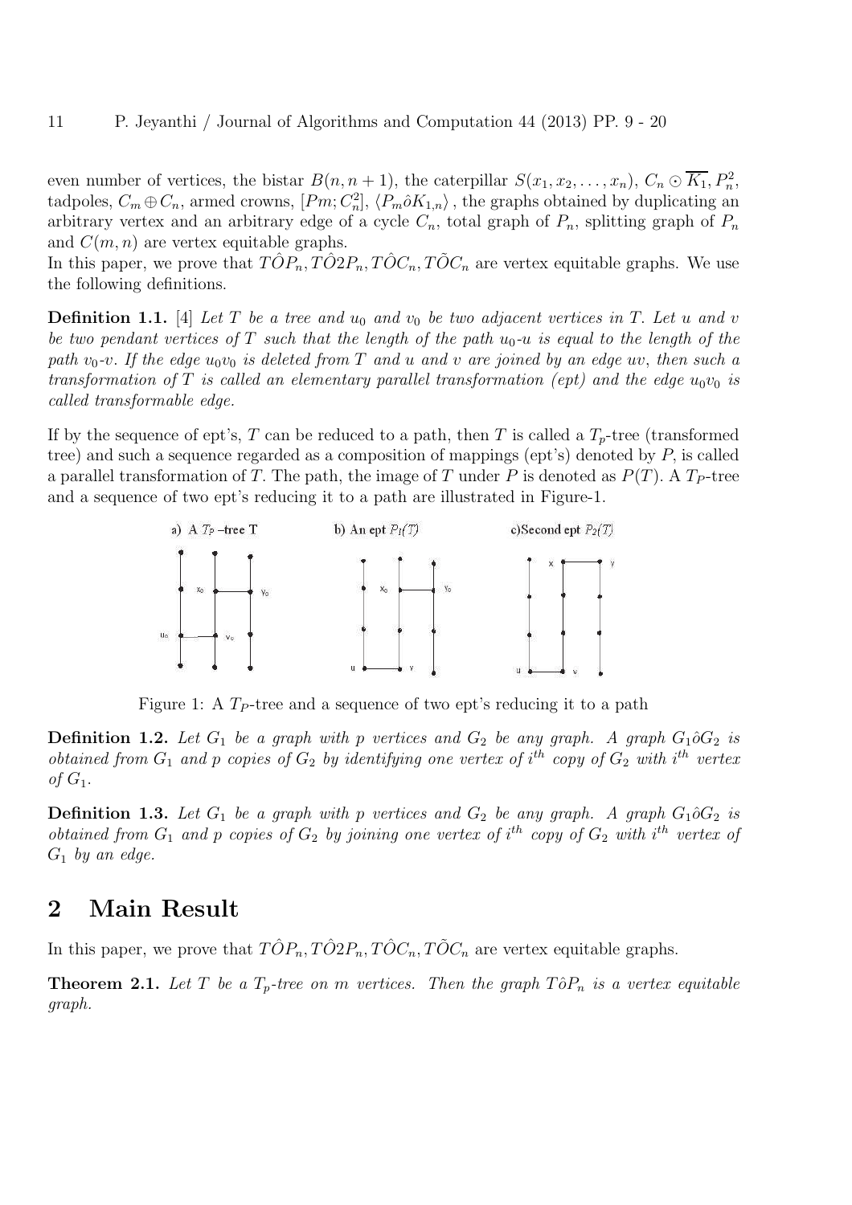even number of vertices, the bistar $B(n, n+1)$, the caterpillar $S(x_1, x_2, \ldots, x_n)$, $C_n \odot \overline{K_1}$, $P_n^2$, tadpoles, $C_m \oplus C_n$, armed crowns, $[Pm; C_n^2]$, $\langle P_m \hat{o} K_{1,n} \rangle$, the graphs obtained by duplicating an arbitrary vertex and an arbitrary edge of a cycle $C_n$, total graph of $P_n$, splitting graph of $P_n$ and $C(m, n)$ are vertex equitable graphs.

In this paper, we prove that $T\hat{O}P_n, T\hat{O}2P_n, T\hat{O}C_n, T\tilde{O}C_n$ are vertex equitable graphs. We use the following definitions.

**Definition 1.1.** [4] *Let $T$ be a tree and $u_0$ and $v_0$ be two adjacent vertices in $T$. Let $u$ and $v$ be two pendant vertices of $T$ such that the length of the path $u_0$-$u$ is equal to the length of the path $v_0$-$v$. If the edge $u_0v_0$ is deleted from $T$ and $u$ and $v$ are joined by an edge $uv$, then such a transformation of $T$ is called an elementary parallel transformation (ept) and the edge $u_0v_0$ is called transformable edge.*

If by the sequence of ept's, $T$ can be reduced to a path, then $T$ is called a $T_p$-tree (transformed tree) and such a sequence regarded as a composition of mappings (ept's) denoted by $P$, is called a parallel transformation of $T$. The path, the image of $T$ under $P$ is denoted as $P(T)$. A $T_P$-tree and a sequence of two ept's reducing it to a path are illustrated in Figure-1.

Figure 1: A $T_P$-tree and a sequence of two ept's reducing it to a path

**Definition 1.2.** *Let $G_1$ be a graph with $p$ vertices and $G_2$ be any graph. A graph $G_1 \hat{o} G_2$ is obtained from $G_1$ and $p$ copies of $G_2$ by identifying one vertex of $i^{th}$ copy of $G_2$ with $i^{th}$ vertex of $G_1$.*

**Definition 1.3.** *Let $G_1$ be a graph with $p$ vertices and $G_2$ be any graph. A graph $G_1 \hat{o} G_2$ is obtained from $G_1$ and $p$ copies of $G_2$ by joining one vertex of $i^{th}$ copy of $G_2$ with $i^{th}$ vertex of $G_1$ by an edge.*

## 2 Main Result

In this paper, we prove that $T\hat{O}P_n, T\hat{O}2P_n, T\hat{O}C_n, T\tilde{O}C_n$ are vertex equitable graphs.

**Theorem 2.1.** *Let $T$ be a $T_p$-tree on $m$ vertices. Then the graph $T \hat{o} P_n$ is a vertex equitable graph.*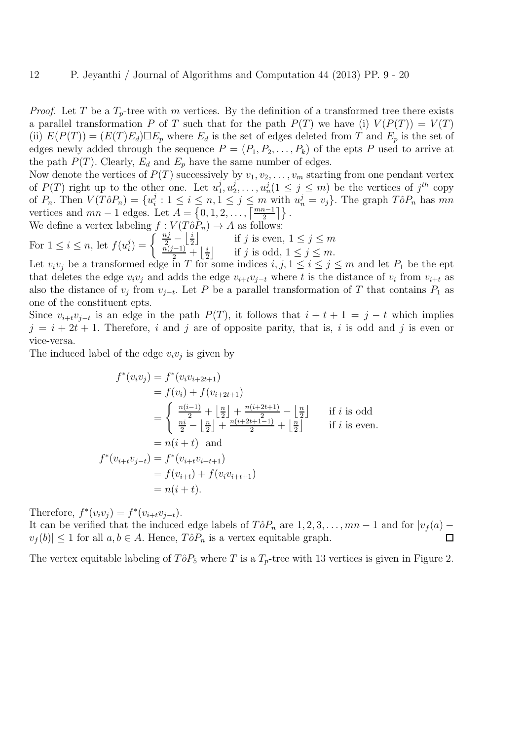*Proof.* Let $T$ be a $T_p$-tree with $m$ vertices. By the definition of a transformed tree there exists a parallel transformation $P$ of $T$ such that for the path $P(T)$ we have (i) $V(P(T)) = V(T)$ (ii) $E(P(T)) = (E(T)E_d)\Box E_p$ where $E_d$ is the set of edges deleted from $T$ and $E_p$ is the set of edges newly added through the sequence $P = (P_1, P_2, \ldots, P_k)$ of the epts $P$ used to arrive at the path $P(T)$. Clearly, $E_d$ and $E_p$ have the same number of edges.

Now denote the vertices of $P(T)$ successively by $v_1, v_2, \ldots, v_m$ starting from one pendant vertex of $P(T)$ right up to the other one. Let $u_1^j, u_2^j, \ldots, u_n^j (1 \le j \le m)$ be the vertices of $j^{th}$ copy of $P_n$. Then $V(T\hat{o}P_n) = \{u_i^j : 1 \le i \le n, 1 \le j \le m \text{ with } u_n^j = v_j\}$. The graph $T\hat{o}P_n$ has $mn$ vertices and $mn - 1$ edges. Let $A = \left\{0, 1, 2, \ldots, \left\lceil \frac{mn-1}{2} \right\rceil \right\}$.

We define a vertex labeling $f : V(T\hat{o}P_n) \to A$ as follows:

For $1 \le i \le n$, let $f(u_i^j) = \begin{cases} \frac{nj}{2} - \left\lfloor \frac{i}{2} \right\rfloor & \text{if } j \text{ is even, } 1 \le j \le m \\ \frac{n(j-1)}{2} + \left\lfloor \frac{i}{2} \right\rfloor & \text{if } j \text{ is odd, } 1 \le j \le m. \end{cases}$

Let $v_i v_j$ be a transformed edge in $T$ for some indices $i, j, 1 \le i \le j \le m$ and let $P_1$ be the ept that deletes the edge $v_i v_j$ and adds the edge $v_{i+t} v_{j-t}$ where $t$ is the distance of $v_i$ from $v_{i+t}$ as also the distance of $v_j$ from $v_{j-t}$. Let $P$ be a parallel transformation of $T$ that contains $P_1$ as one of the constituent epts.

Since $v_{i+t} v_{j-t}$ is an edge in the path $P(T)$, it follows that $i + t + 1 = j - t$ which implies $j = i + 2t + 1$. Therefore, $i$ and $j$ are of opposite parity, that is, $i$ is odd and $j$ is even or vice-versa.

The induced label of the edge $v_i v_j$ is given by

$$
\begin{aligned}
f^*(v_i v_j) &= f^*(v_i v_{i+2t+1}) \\
&= f(v_i) + f(v_{i+2t+1}) \\
&= \begin{cases} \frac{n(i-1)}{2} + \left\lfloor \frac{n}{2} \right\rfloor + \frac{n(i+2t+1)}{2} - \left\lfloor \frac{n}{2} \right\rfloor & \text{if } i \text{ is odd} \\ \frac{ni}{2} - \left\lfloor \frac{n}{2} \right\rfloor + \frac{n(i+2t+1-1)}{2} + \left\lfloor \frac{n}{2} \right\rfloor & \text{if } i \text{ is even.} \end{cases} \\
&= n(i+t) \quad \text{and} \\
f^*(v_{i+t} v_{j-t}) &= f^*(v_{i+t} v_{i+t+1}) \\
&= f(v_{i+t}) + f(v_i v_{i+t+1}) \\
&= n(i+t).
\end{aligned}
$$

Therefore, $f^*(v_i v_j) = f^*(v_{i+t} v_{j-t})$.

It can be verified that the induced edge labels of $T\hat{o}P_n$ are $1, 2, 3, \ldots, mn-1$ and for $|v_f(a) - v_f(b)| \le 1$ for all $a, b \in A$. Hence, $T\hat{o}P_n$ is a vertex equitable graph. $\square$

The vertex equitable labeling of $T\hat{o}P_5$ where $T$ is a $T_p$-tree with 13 vertices is given in Figure 2.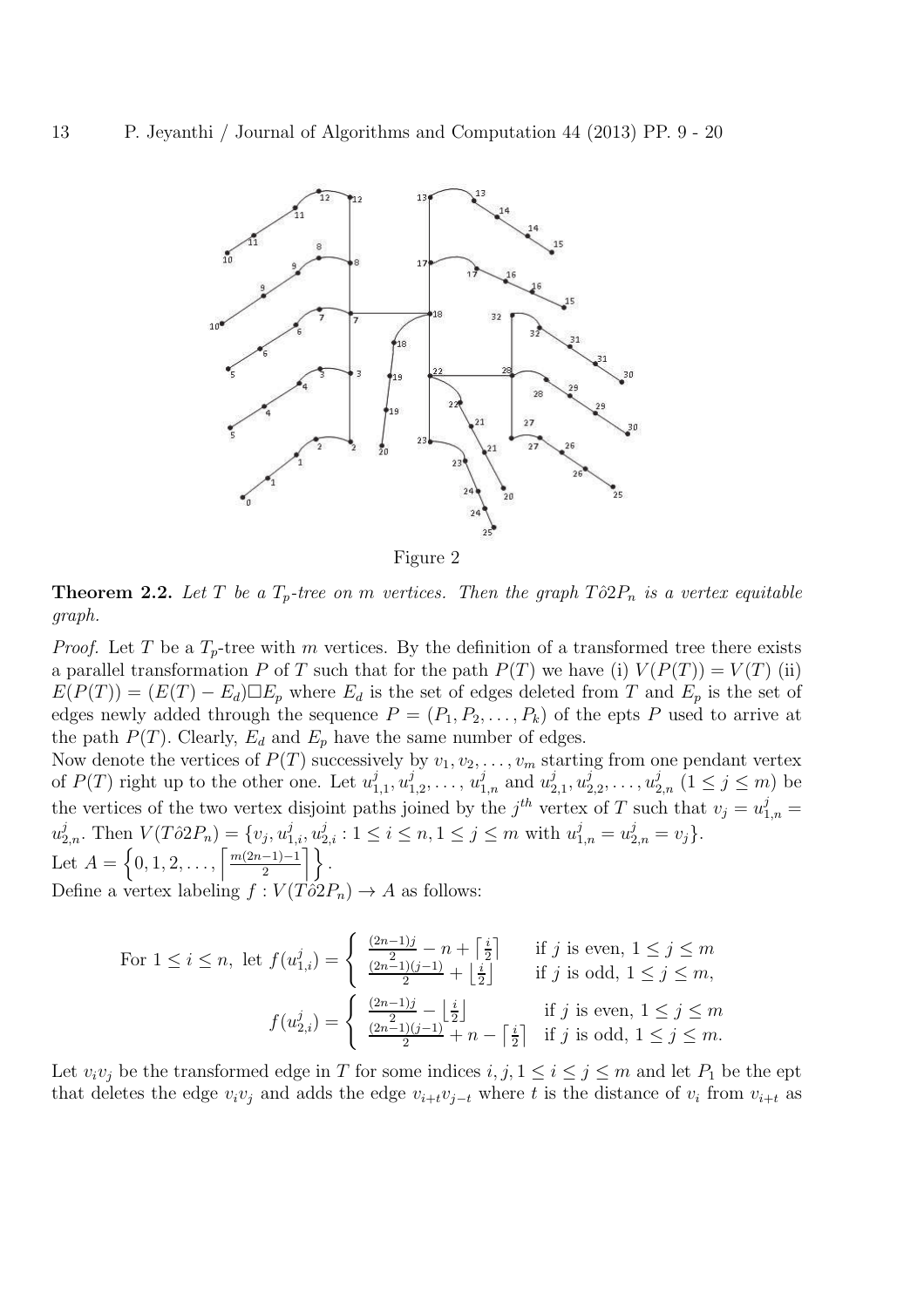Figure 2

**Theorem 2.2.** *Let $T$ be a $T_p$-tree on $m$ vertices. Then the graph $T\hat{o}2P_n$ is a vertex equitable graph.*

*Proof.* Let $T$ be a $T_p$-tree with $m$ vertices. By the definition of a transformed tree there exists a parallel transformation $P$ of $T$ such that for the path $P(T)$ we have (i) $V(P(T)) = V(T)$ (ii) $E(P(T)) = (E(T) - E_d)\square E_p$ where $E_d$ is the set of edges deleted from $T$ and $E_p$ is the set of edges newly added through the sequence $P = (P_1, P_2, \ldots, P_k)$ of the epts $P$ used to arrive at the path $P(T)$. Clearly, $E_d$ and $E_p$ have the same number of edges.

Now denote the vertices of $P(T)$ successively by $v_1, v_2, \ldots, v_m$ starting from one pendant vertex of $P(T)$ right up to the other one. Let $u^j_{1,1}, u^j_{1,2}, \ldots, u^j_{1,n}$ and $u^j_{2,1}, u^j_{2,2}, \ldots, u^j_{2,n}$ $(1 \leq j \leq m)$ be the vertices of the two vertex disjoint paths joined by the $j^{th}$ vertex of $T$ such that $v_j = u^j_{1,n} = u^j_{2,n}$. Then $V(T\hat{o}2P_n) = \{v_j, u^j_{1,i}, u^j_{2,i} : 1 \leq i \leq n, 1 \leq j \leq m \text{ with } u^j_{1,n} = u^j_{2,n} = v_j\}$.

Let $A = \left\{0, 1, 2, \ldots, \left\lceil \frac{m(2n-1)-1}{2} \right\rceil \right\}$.

Define a vertex labeling $f : V(T\hat{o}2P_n) \to A$ as follows:

$$\text{For } 1 \leq i \leq n, \text{ let } f(u^j_{1,i}) = \begin{cases} \frac{(2n-1)j}{2} - n + \left\lceil \frac{i}{2} \right\rceil & \text{if } j \text{ is even, } 1 \leq j \leq m \\ \frac{(2n-1)(j-1)}{2} + \left\lfloor \frac{i}{2} \right\rfloor & \text{if } j \text{ is odd, } 1 \leq j \leq m, \end{cases}$$

$$f(u^j_{2,i}) = \begin{cases} \frac{(2n-1)j}{2} - \left\lfloor \frac{i}{2} \right\rfloor & \text{if } j \text{ is even, } 1 \leq j \leq m \\ \frac{(2n-1)(j-1)}{2} + n - \left\lceil \frac{i}{2} \right\rceil & \text{if } j \text{ is odd, } 1 \leq j \leq m. \end{cases}$$

Let $v_i v_j$ be the transformed edge in $T$ for some indices $i, j, 1 \leq i \leq j \leq m$ and let $P_1$ be the ept that deletes the edge $v_i v_j$ and adds the edge $v_{i+t} v_{j-t}$ where $t$ is the distance of $v_i$ from $v_{i+t}$ as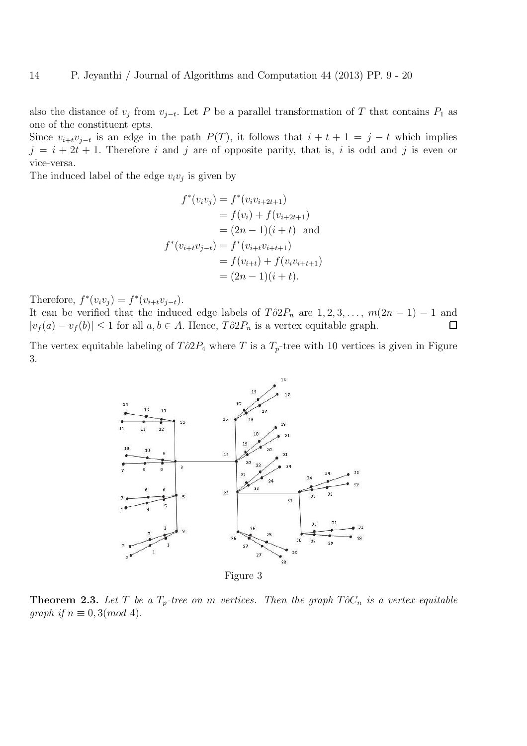also the distance of $v_j$ from $v_{j-t}$. Let $P$ be a parallel transformation of $T$ that contains $P_1$ as one of the constituent epts.

Since $v_{i+t}v_{j-t}$ is an edge in the path $P(T)$, it follows that $i + t + 1 = j - t$ which implies $j = i + 2t + 1$. Therefore $i$ and $j$ are of opposite parity, that is, $i$ is odd and $j$ is even or vice-versa.

The induced label of the edge $v_iv_j$ is given by

$$
\begin{aligned}
f^*(v_iv_j) &= f^*(v_iv_{i+2t+1}) \\
&= f(v_i) + f(v_{i+2t+1}) \\
&= (2n-1)(i+t) \quad \text{and} \\
f^*(v_{i+t}v_{j-t}) &= f^*(v_{i+t}v_{i+t+1}) \\
&= f(v_{i+t}) + f(v_iv_{i+t+1}) \\
&= (2n-1)(i+t).
\end{aligned}
$$

Therefore, $f^*(v_iv_j) = f^*(v_{i+t}v_{j-t})$.

It can be verified that the induced edge labels of $T\hat{o}2P_n$ are $1, 2, 3, \ldots, m(2n-1) - 1$ and $|v_f(a) - v_f(b)| \leq 1$ for all $a, b \in A$. Hence, $T\hat{o}2P_n$ is a vertex equitable graph. □

The vertex equitable labeling of $T\hat{o}2P_4$ where $T$ is a $T_p$-tree with 10 vertices is given in Figure 3.

Figure 3

**Theorem 2.3.** *Let $T$ be a $T_p$-tree on $m$ vertices. Then the graph $T\hat{o}C_n$ is a vertex equitable graph if $n \equiv 0, 3(mod\ 4)$.*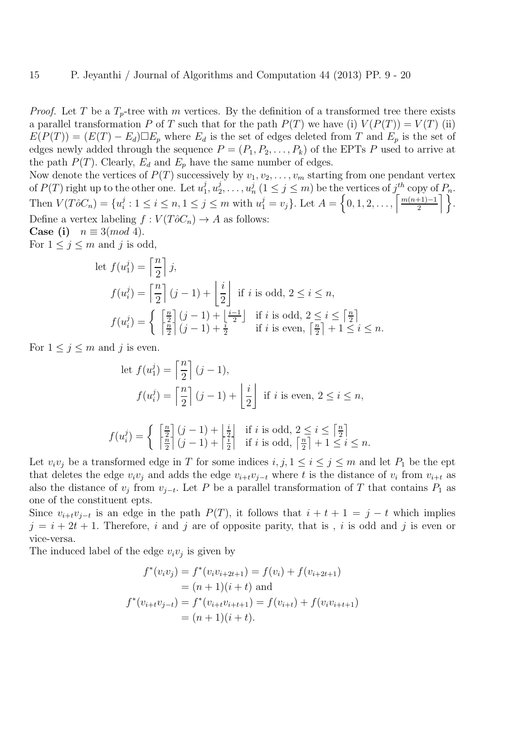*Proof.* Let $T$ be a $T_p$-tree with $m$ vertices. By the definition of a transformed tree there exists a parallel transformation $P$ of $T$ such that for the path $P(T)$ we have (i) $V(P(T)) = V(T)$ (ii) $E(P(T)) = (E(T) - E_d) \square E_p$ where $E_d$ is the set of edges deleted from $T$ and $E_p$ is the set of edges newly added through the sequence $P = (P_1, P_2, \ldots, P_k)$ of the EPTs $P$ used to arrive at the path $P(T)$. Clearly, $E_d$ and $E_p$ have the same number of edges.

Now denote the vertices of $P(T)$ successively by $v_1, v_2, \ldots, v_m$ starting from one pendant vertex of $P(T)$ right up to the other one. Let $u_1^j, u_2^j, \ldots, u_n^j$ $(1 \le j \le m)$ be the vertices of $j^{th}$ copy of $P_n$. Then $V(T \hat{o} C_n) = \{u_i^j : 1 \le i \le n, 1 \le j \le m \text{ with } u_1^j = v_j\}$. Let $A = \left\{0, 1, 2, \ldots, \left\lceil \frac{m(n+1)-1}{2} \right\rceil \right\}$.

Define a vertex labeling $f : V(T \hat{o} C_n) \to A$ as follows:

**Case (i)** $n \equiv 3 (mod\ 4)$.

For $1 \le j \le m$ and $j$ is odd,

$$\text{let } f(u_1^j) = \left\lceil \frac{n}{2} \right\rceil j,$$

$$f(u_i^j) = \left\lceil \frac{n}{2} \right\rceil (j-1) + \left\lfloor \frac{i}{2} \right\rfloor \text{ if } i \text{ is odd, } 2 \le i \le n,$$

$$f(u_i^j) = \begin{cases} \left\lceil \frac{n}{2} \right\rceil (j-1) + \left\lfloor \frac{i-1}{2} \right\rfloor & \text{if } i \text{ is odd, } 2 \le i \le \left\lceil \frac{n}{2} \right\rceil \\ \left\lceil \frac{n}{2} \right\rceil (j-1) + \frac{i}{2} & \text{if } i \text{ is even, } \left\lceil \frac{n}{2} \right\rceil + 1 \le i \le n. \end{cases}$$

For $1 \le j \le m$ and $j$ is even.

$$\text{let } f(u_1^j) = \left\lceil \frac{n}{2} \right\rceil (j-1),$$

$$f(u_i^j) = \left\lceil \frac{n}{2} \right\rceil (j-1) + \left\lfloor \frac{i}{2} \right\rfloor \text{ if } i \text{ is even, } 2 \le i \le n,$$

$$f(u_i^j) = \begin{cases} \left\lceil \frac{n}{2} \right\rceil (j-1) + \left\lfloor \frac{i}{2} \right\rfloor & \text{if } i \text{ is odd, } 2 \le i \le \left\lceil \frac{n}{2} \right\rceil \\ \left\lceil \frac{n}{2} \right\rceil (j-1) + \left\lceil \frac{i}{2} \right\rceil & \text{if } i \text{ is odd, } \left\lceil \frac{n}{2} \right\rceil + 1 \le i \le n. \end{cases}$$

Let $v_i v_j$ be a transformed edge in $T$ for some indices $i, j, 1 \le i \le j \le m$ and let $P_1$ be the ept that deletes the edge $v_i v_j$ and adds the edge $v_{i+t} v_{j-t}$ where $t$ is the distance of $v_i$ from $v_{i+t}$ as also the distance of $v_j$ from $v_{j-t}$. Let $P$ be a parallel transformation of $T$ that contains $P_1$ as one of the constituent epts.

Since $v_{i+t} v_{j-t}$ is an edge in the path $P(T)$, it follows that $i + t + 1 = j - t$ which implies $j = i + 2t + 1$. Therefore, $i$ and $j$ are of opposite parity, that is , $i$ is odd and $j$ is even or vice-versa.

The induced label of the edge $v_i v_j$ is given by

$$\begin{aligned} f^*(v_i v_j) &= f^*(v_i v_{i+2t+1}) = f(v_i) + f(v_{i+2t+1}) \\ &= (n+1)(i+t) \text{ and} \\ f^*(v_{i+t} v_{j-t}) &= f^*(v_{i+t} v_{i+t+1}) = f(v_{i+t}) + f(v_i v_{i+t+1}) \\ &= (n+1)(i+t). \end{aligned}$$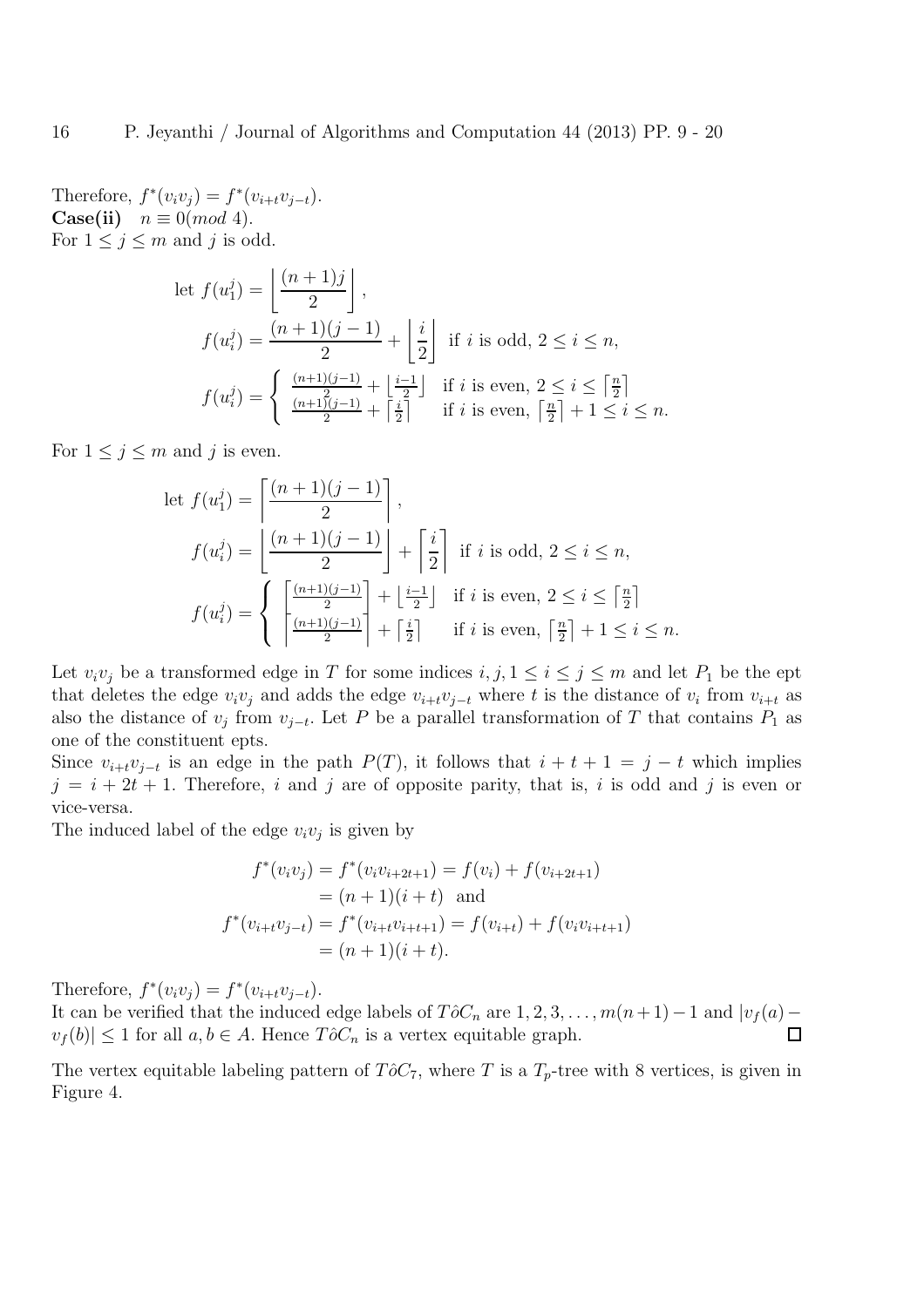Therefore, $f^*(v_iv_j) = f^*(v_{i+t}v_{j-t})$.

**Case(ii)** $n \equiv 0(mod\ 4)$.

For $1 \leq j \leq m$ and $j$ is odd.

$$\text{let } f(u_1^j) = \left\lfloor \frac{(n+1)j}{2} \right\rfloor,$$

$$f(u_i^j) = \frac{(n+1)(j-1)}{2} + \left\lfloor \frac{i}{2} \right\rfloor \text{ if } i \text{ is odd, } 2 \leq i \leq n,$$

$$f(u_i^j) = \begin{cases} \frac{(n+1)(j-1)}{2} + \left\lfloor \frac{i-1}{2} \right\rfloor & \text{if } i \text{ is even, } 2 \leq i \leq \left\lceil \frac{n}{2} \right\rceil \\ \frac{(n+1)(j-1)}{2} + \left\lceil \frac{i}{2} \right\rceil & \text{if } i \text{ is even, } \left\lceil \frac{n}{2} \right\rceil + 1 \leq i \leq n. \end{cases}$$

For $1 \leq j \leq m$ and $j$ is even.

$$\text{let } f(u_1^j) = \left\lceil \frac{(n+1)(j-1)}{2} \right\rceil,$$

$$f(u_i^j) = \left\lfloor \frac{(n+1)(j-1)}{2} \right\rfloor + \left\lceil \frac{i}{2} \right\rceil \text{ if } i \text{ is odd, } 2 \leq i \leq n,$$

$$f(u_i^j) = \begin{cases} \left\lceil \frac{(n+1)(j-1)}{2} \right\rceil + \left\lfloor \frac{i-1}{2} \right\rfloor & \text{if } i \text{ is even, } 2 \leq i \leq \left\lceil \frac{n}{2} \right\rceil \\ \left\lceil \frac{(n+1)(j-1)}{2} \right\rceil + \left\lceil \frac{i}{2} \right\rceil & \text{if } i \text{ is even, } \left\lceil \frac{n}{2} \right\rceil + 1 \leq i \leq n. \end{cases}$$

Let $v_iv_j$ be a transformed edge in $T$ for some indices $i, j, 1 \leq i \leq j \leq m$ and let $P_1$ be the ept that deletes the edge $v_iv_j$ and adds the edge $v_{i+t}v_{j-t}$ where $t$ is the distance of $v_i$ from $v_{i+t}$ as also the distance of $v_j$ from $v_{j-t}$. Let $P$ be a parallel transformation of $T$ that contains $P_1$ as one of the constituent epts.

Since $v_{i+t}v_{j-t}$ is an edge in the path $P(T)$, it follows that $i + t + 1 = j - t$ which implies $j = i + 2t + 1$. Therefore, $i$ and $j$ are of opposite parity, that is, $i$ is odd and $j$ is even or vice-versa.

The induced label of the edge $v_iv_j$ is given by

$$\begin{aligned} f^*(v_iv_j) = f^*(v_iv_{i+2t+1}) &= f(v_i) + f(v_{i+2t+1}) \\ &= (n+1)(i+t) \quad \text{and} \\ f^*(v_{i+t}v_{j-t}) = f^*(v_{i+t}v_{i+t+1}) &= f(v_{i+t}) + f(v_iv_{i+t+1}) \\ &= (n+1)(i+t). \end{aligned}$$

Therefore, $f^*(v_iv_j) = f^*(v_{i+t}v_{j-t})$.

It can be verified that the induced edge labels of $T\hat{o}C_n$ are $1, 2, 3, \ldots, m(n+1) - 1$ and $|v_f(a) - v_f(b)| \leq 1$ for all $a, b \in A$. Hence $T\hat{o}C_n$ is a vertex equitable graph. □

The vertex equitable labeling pattern of $T\hat{o}C_7$, where $T$ is a $T_p$-tree with 8 vertices, is given in Figure 4.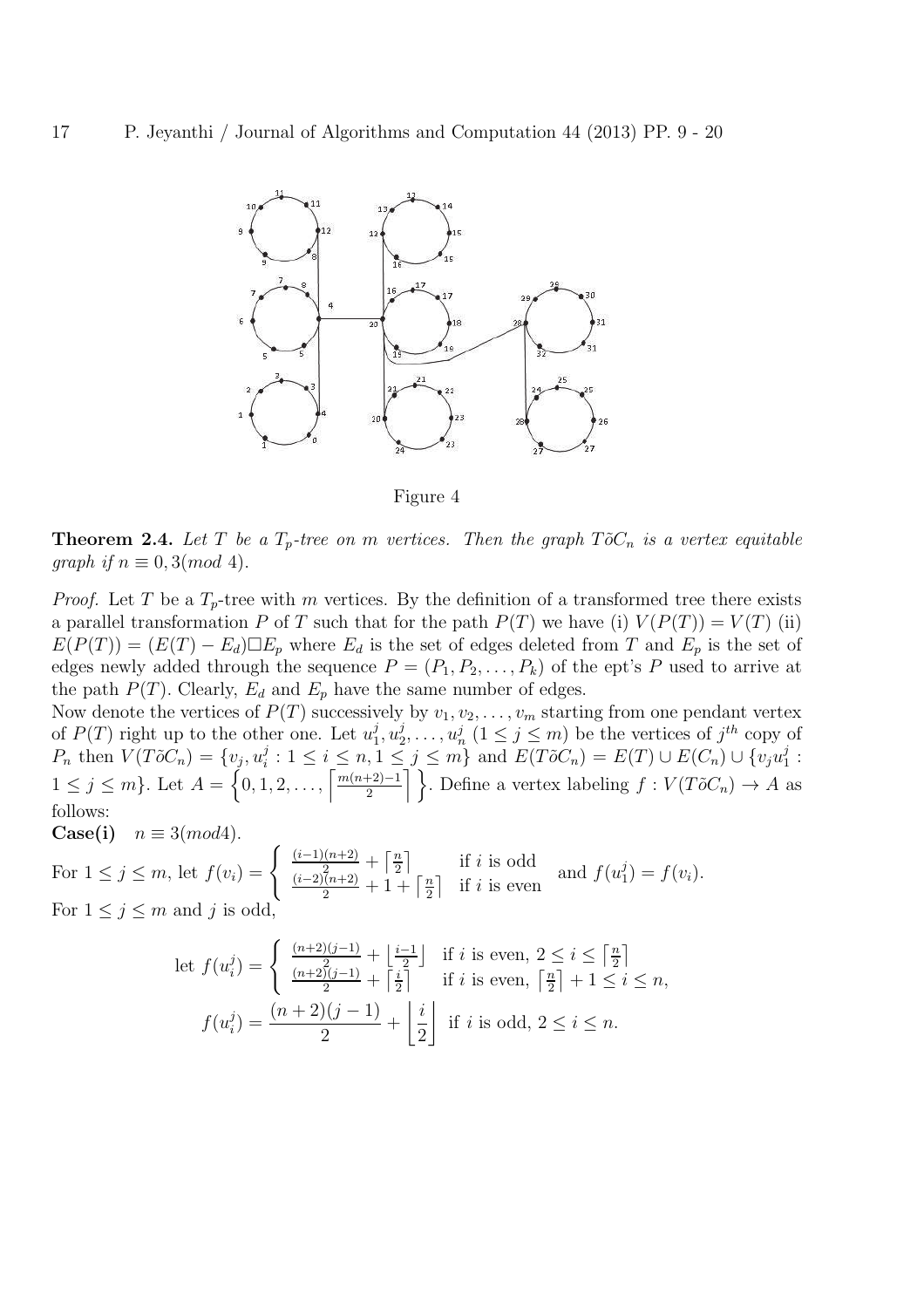Figure 4

**Theorem 2.4.** *Let $T$ be a $T_p$-tree on $m$ vertices. Then the graph $T\tilde{o}C_n$ is a vertex equitable graph if $n \equiv 0, 3(mod\ 4)$.*

*Proof.* Let $T$ be a $T_p$-tree with $m$ vertices. By the definition of a transformed tree there exists a parallel transformation $P$ of $T$ such that for the path $P(T)$ we have (i) $V(P(T)) = V(T)$ (ii) $E(P(T)) = (E(T) - E_d)\square E_p$ where $E_d$ is the set of edges deleted from $T$ and $E_p$ is the set of edges newly added through the sequence $P = (P_1, P_2, \ldots, P_k)$ of the ept's $P$ used to arrive at the path $P(T)$. Clearly, $E_d$ and $E_p$ have the same number of edges.

Now denote the vertices of $P(T)$ successively by $v_1, v_2, \ldots, v_m$ starting from one pendant vertex of $P(T)$ right up to the other one. Let $u_1^j, u_2^j, \ldots, u_n^j$ $(1 \leq j \leq m)$ be the vertices of $j^{th}$ copy of $P_n$ then $V(T\tilde{o}C_n) = \{v_j, u_i^j : 1 \leq i \leq n, 1 \leq j \leq m\}$ and $E(T\tilde{o}C_n) = E(T) \cup E(C_n) \cup \{v_j u_1^j : 1 \leq j \leq m\}$. Let $A = \left\{0, 1, 2, \ldots, \left\lceil \frac{m(n+2)-1}{2} \right\rceil \right\}$. Define a vertex labeling $f : V(T\tilde{o}C_n) \to A$ as follows:

**Case(i)** $n \equiv 3(mod4)$.

For $1 \leq j \leq m$, let $f(v_i) = \begin{cases} \frac{(i-1)(n+2)}{2} + \left\lceil \frac{n}{2} \right\rceil & \text{if } i \text{ is odd} \\ \frac{(i-2)(n+2)}{2} + 1 + \left\lceil \frac{n}{2} \right\rceil & \text{if } i \text{ is even} \end{cases}$ and $f(u_1^j) = f(v_i)$.

For $1 \leq j \leq m$ and $j$ is odd,

$$\text{let } f(u_i^j) = \begin{cases} \frac{(n+2)(j-1)}{2} + \left\lfloor \frac{i-1}{2} \right\rfloor & \text{if } i \text{ is even, } 2 \leq i \leq \left\lceil \frac{n}{2} \right\rceil \\ \frac{(n+2)(j-1)}{2} + \left\lceil \frac{i}{2} \right\rceil & \text{if } i \text{ is even, } \left\lceil \frac{n}{2} \right\rceil + 1 \leq i \leq n, \end{cases}$$

$$f(u_i^j) = \frac{(n+2)(j-1)}{2} + \left\lfloor \frac{i}{2} \right\rfloor \text{ if } i \text{ is odd, } 2 \leq i \leq n.$$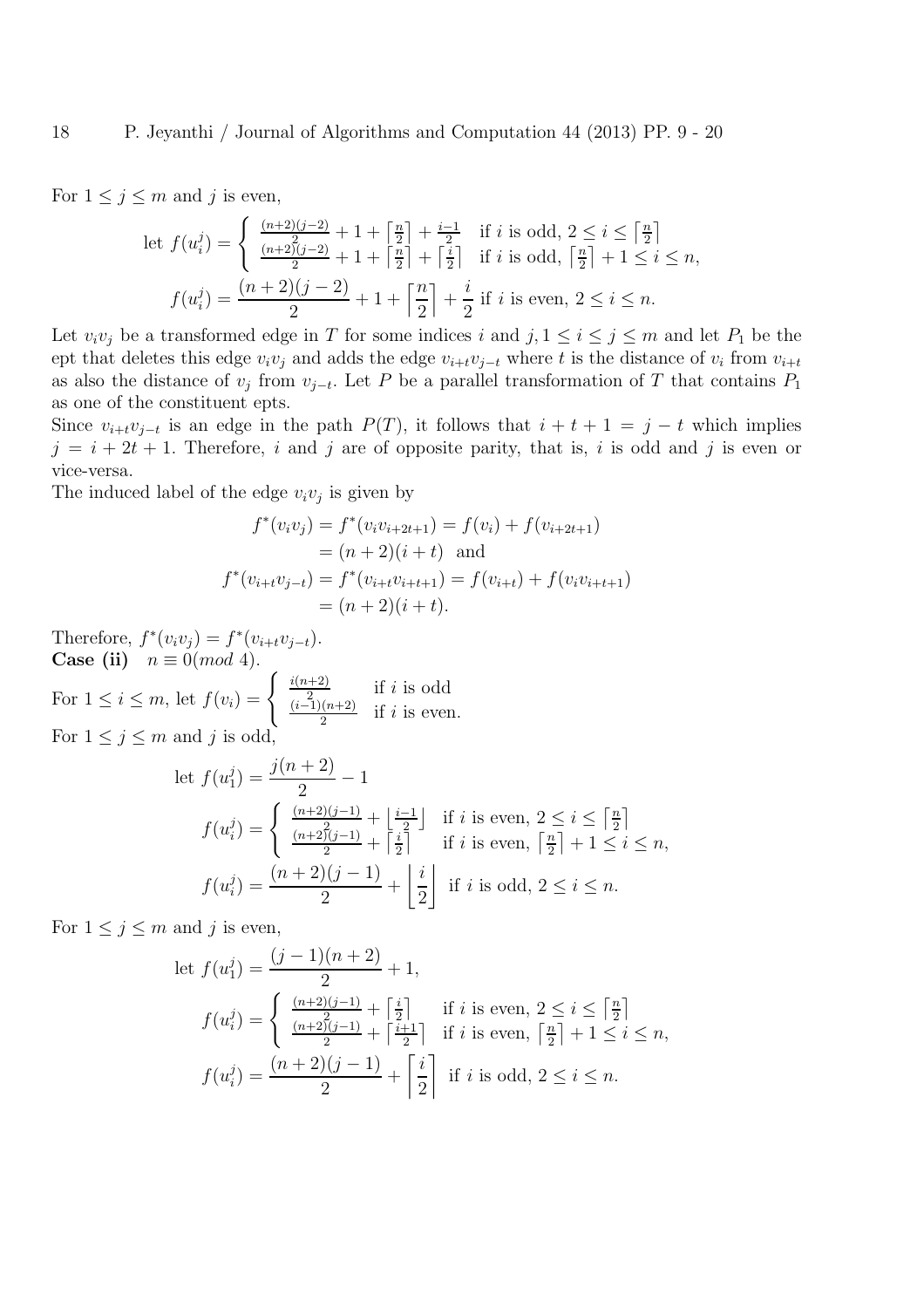For $1 \leq j \leq m$ and $j$ is even,

$$\text{let } f(u_i^j) = \begin{cases} \frac{(n+2)(j-2)}{2} + 1 + \left\lceil \frac{n}{2} \right\rceil + \frac{i-1}{2} & \text{if } i \text{ is odd, } 2 \leq i \leq \left\lceil \frac{n}{2} \right\rceil \\ \frac{(n+2)(j-2)}{2} + 1 + \left\lceil \frac{n}{2} \right\rceil + \left\lceil \frac{i}{2} \right\rceil & \text{if } i \text{ is odd, } \left\lceil \frac{n}{2} \right\rceil + 1 \leq i \leq n, \end{cases}$$

$$f(u_i^j) = \frac{(n+2)(j-2)}{2} + 1 + \left\lceil \frac{n}{2} \right\rceil + \frac{i}{2} \text{ if } i \text{ is even, } 2 \leq i \leq n.$$

Let $v_iv_j$ be a transformed edge in $T$ for some indices $i$ and $j, 1 \leq i \leq j \leq m$ and let $P_1$ be the ept that deletes this edge $v_iv_j$ and adds the edge $v_{i+t}v_{j-t}$ where $t$ is the distance of $v_i$ from $v_{i+t}$ as also the distance of $v_j$ from $v_{j-t}$. Let $P$ be a parallel transformation of $T$ that contains $P_1$ as one of the constituent epts.

Since $v_{i+t}v_{j-t}$ is an edge in the path $P(T)$, it follows that $i + t + 1 = j - t$ which implies $j = i + 2t + 1$. Therefore, $i$ and $j$ are of opposite parity, that is, $i$ is odd and $j$ is even or vice-versa.

The induced label of the edge $v_iv_j$ is given by

$$\begin{aligned} f^*(v_iv_j) &= f^*(v_iv_{i+2t+1}) = f(v_i) + f(v_{i+2t+1}) \\ &= (n+2)(i+t) \quad \text{and} \\ f^*(v_{i+t}v_{j-t}) &= f^*(v_{i+t}v_{i+t+1}) = f(v_{i+t}) + f(v_iv_{i+t+1}) \\ &= (n+2)(i+t). \end{aligned}$$

Therefore, $f^*(v_iv_j) = f^*(v_{i+t}v_{j-t})$.

**Case (ii)** $n \equiv 0 (mod\ 4)$.

For $1 \leq i \leq m$, let $f(v_i) = \begin{cases} \frac{i(n+2)}{2} & \text{if } i \text{ is odd} \\ \frac{(i-1)(n+2)}{2} & \text{if } i \text{ is even.} \end{cases}$

For $1 \leq j \leq m$ and $j$ is odd,

$$\text{let } f(u_1^j) = \frac{j(n+2)}{2} - 1$$

$$f(u_i^j) = \begin{cases} \frac{(n+2)(j-1)}{2} + \left\lfloor \frac{i-1}{2} \right\rfloor & \text{if } i \text{ is even, } 2 \leq i \leq \left\lceil \frac{n}{2} \right\rceil \\ \frac{(n+2)(j-1)}{2} + \left\lceil \frac{i}{2} \right\rceil & \text{if } i \text{ is even, } \left\lceil \frac{n}{2} \right\rceil + 1 \leq i \leq n, \end{cases}$$

$$f(u_i^j) = \frac{(n+2)(j-1)}{2} + \left\lfloor \frac{i}{2} \right\rfloor \text{ if } i \text{ is odd, } 2 \leq i \leq n.$$

For $1 \leq j \leq m$ and $j$ is even,

$$\text{let } f(u_1^j) = \frac{(j-1)(n+2)}{2} + 1,$$

$$f(u_i^j) = \begin{cases} \frac{(n+2)(j-1)}{2} + \left\lceil \frac{i}{2} \right\rceil & \text{if } i \text{ is even, } 2 \leq i \leq \left\lceil \frac{n}{2} \right\rceil \\ \frac{(n+2)(j-1)}{2} + \left\lceil \frac{i+1}{2} \right\rceil & \text{if } i \text{ is even, } \left\lceil \frac{n}{2} \right\rceil + 1 \leq i \leq n, \end{cases}$$

$$f(u_i^j) = \frac{(n+2)(j-1)}{2} + \left\lceil \frac{i}{2} \right\rceil \text{ if } i \text{ is odd, } 2 \leq i \leq n.$$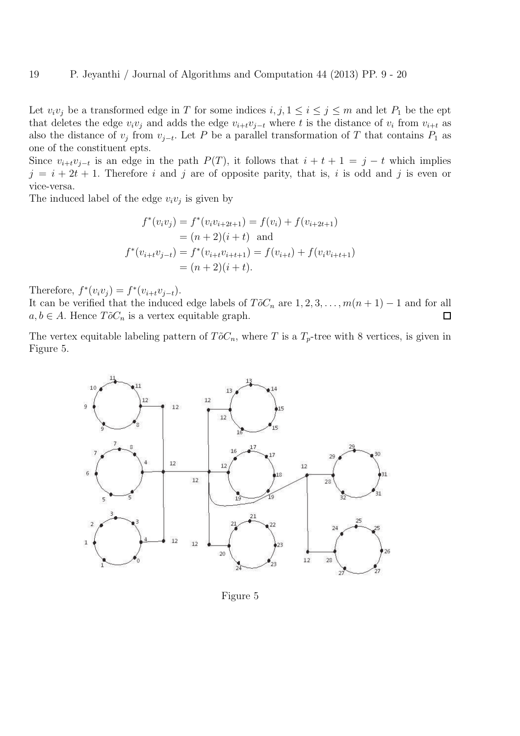Let $v_iv_j$ be a transformed edge in $T$ for some indices $i, j, 1 \leq i \leq j \leq m$ and let $P_1$ be the ept that deletes the edge $v_iv_j$ and adds the edge $v_{i+t}v_{j-t}$ where $t$ is the distance of $v_i$ from $v_{i+t}$ as also the distance of $v_j$ from $v_{j-t}$. Let $P$ be a parallel transformation of $T$ that contains $P_1$ as one of the constituent epts.

Since $v_{i+t}v_{j-t}$ is an edge in the path $P(T)$, it follows that $i + t + 1 = j - t$ which implies $j = i + 2t + 1$. Therefore $i$ and $j$ are of opposite parity, that is, $i$ is odd and $j$ is even or vice-versa.

The induced label of the edge $v_iv_j$ is given by

$$
\begin{aligned}
f^*(v_iv_j) &= f^*(v_iv_{i+2t+1}) = f(v_i) + f(v_{i+2t+1}) \\
&= (n+2)(i+t) \quad \text{and} \\
f^*(v_{i+t}v_{j-t}) &= f^*(v_{i+t}v_{i+t+1}) = f(v_{i+t}) + f(v_iv_{i+t+1}) \\
&= (n+2)(i+t).
\end{aligned}
$$

Therefore, $f^*(v_iv_j) = f^*(v_{i+t}v_{j-t})$.

It can be verified that the induced edge labels of $T\tilde{o}C_n$ are $1, 2, 3, \ldots, m(n+1) - 1$ and for all $a, b \in A$. Hence $T\tilde{o}C_n$ is a vertex equitable graph. $\square$

The vertex equitable labeling pattern of $T\tilde{o}C_n$, where $T$ is a $T_p$-tree with 8 vertices, is given in Figure 5.

Figure 5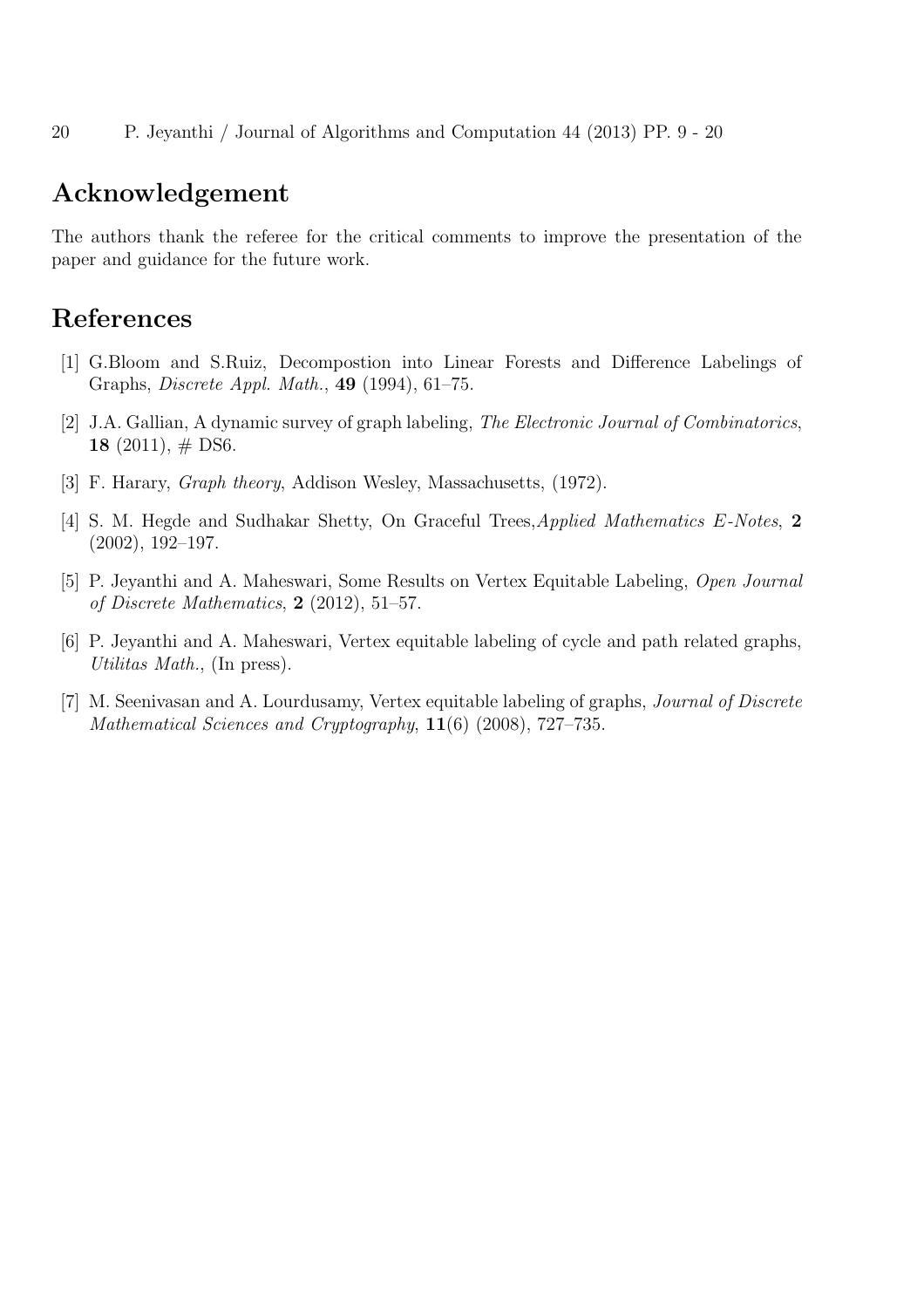## Acknowledgement

The authors thank the referee for the critical comments to improve the presentation of the paper and guidance for the future work.

## References

[1] G.Bloom and S.Ruiz, Decompostion into Linear Forests and Difference Labelings of Graphs, *Discrete Appl. Math.*, **49** (1994), 61–75.

[2] J.A. Gallian, A dynamic survey of graph labeling, *The Electronic Journal of Combinatorics*, **18** (2011), # DS6.

[3] F. Harary, *Graph theory*, Addison Wesley, Massachusetts, (1972).

[4] S. M. Hegde and Sudhakar Shetty, On Graceful Trees,*Applied Mathematics E-Notes*, **2** (2002), 192–197.

[5] P. Jeyanthi and A. Maheswari, Some Results on Vertex Equitable Labeling, *Open Journal of Discrete Mathematics*, **2** (2012), 51–57.

[6] P. Jeyanthi and A. Maheswari, Vertex equitable labeling of cycle and path related graphs, *Utilitas Math.*, (In press).

[7] M. Seenivasan and A. Lourdusamy, Vertex equitable labeling of graphs, *Journal of Discrete Mathematical Sciences and Cryptography*, **11**(6) (2008), 727–735.